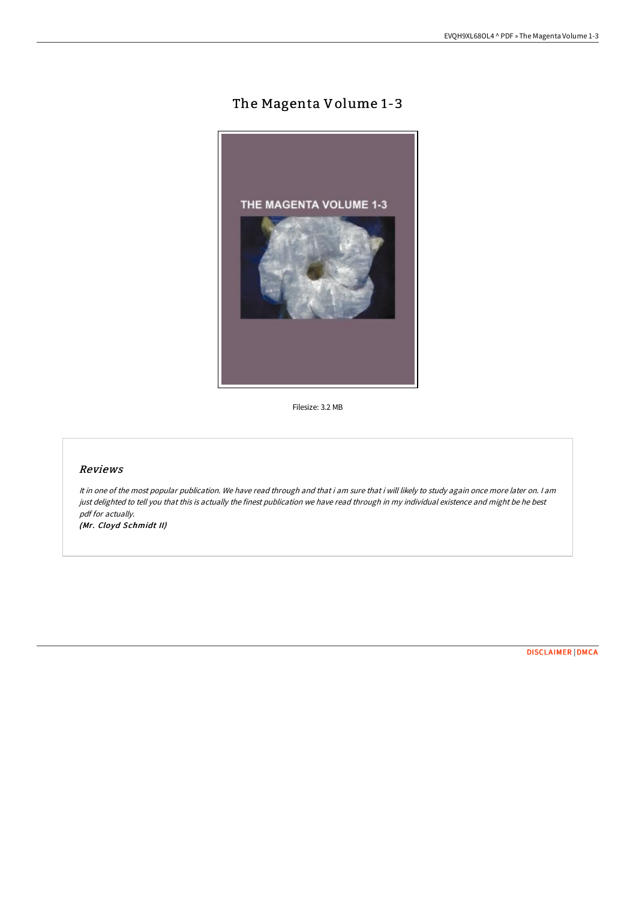# The Magenta Volume 1-3

Filesize: 3.2 MB

## Reviews

*It in one of the most popular publication. We have read through and that i am sure that i will likely to study again once more later on. I am just delighted to tell you that this is actually the finest publication we have read through in my individual existence and might be he best pdf for actually.*

***(Mr. Cloyd Schmidt II)***

DISCLAIMER | DMCA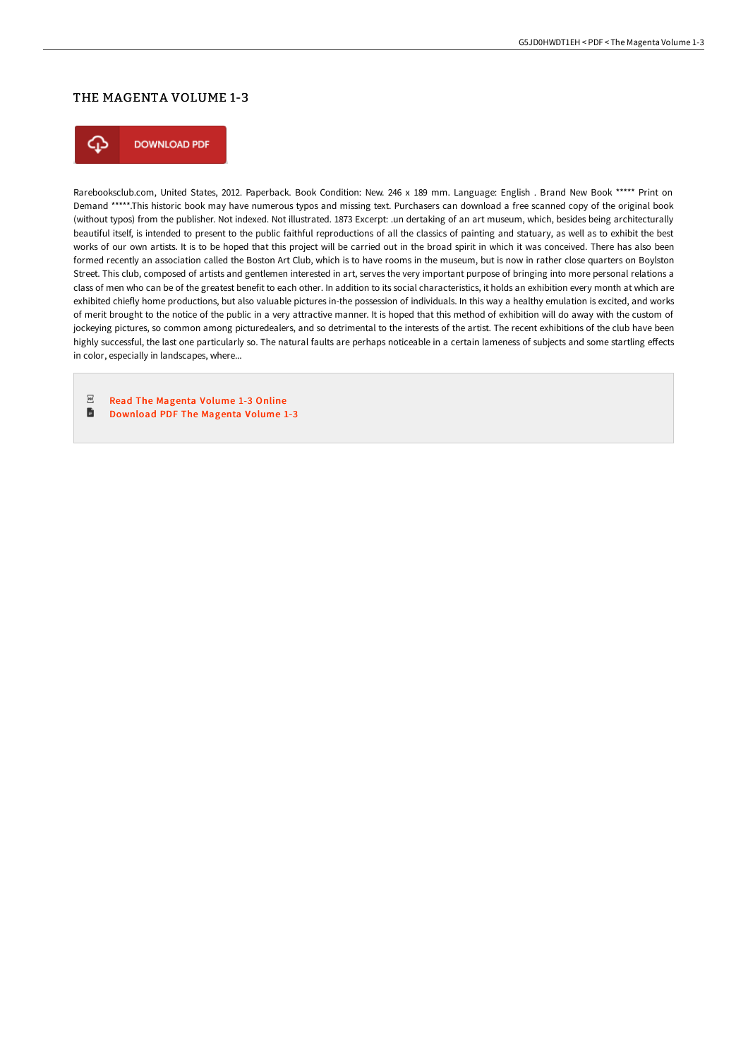# THE MAGENTA VOLUME 1-3

DOWNLOAD PDF

Rarebooksclub.com, United States, 2012. Paperback. Book Condition: New. 246 x 189 mm. Language: English . Brand New Book ***** Print on Demand *****.This historic book may have numerous typos and missing text. Purchasers can download a free scanned copy of the original book (without typos) from the publisher. Not indexed. Not illustrated. 1873 Excerpt: .un dertaking of an art museum, which, besides being architecturally beautiful itself, is intended to present to the public faithful reproductions of all the classics of painting and statuary, as well as to exhibit the best works of our own artists. It is to be hoped that this project will be carried out in the broad spirit in which it was conceived. There has also been formed recently an association called the Boston Art Club, which is to have rooms in the museum, but is now in rather close quarters on Boylston Street. This club, composed of artists and gentlemen interested in art, serves the very important purpose of bringing into more personal relations a class of men who can be of the greatest benefit to each other. In addition to its social characteristics, it holds an exhibition every month at which are exhibited chiefly home productions, but also valuable pictures in-the possession of individuals. In this way a healthy emulation is excited, and works of merit brought to the notice of the public in a very attractive manner. It is hoped that this method of exhibition will do away with the custom of jockeying pictures, so common among picturedealers, and so detrimental to the interests of the artist. The recent exhibitions of the club have been highly successful, the last one particularly so. The natural faults are perhaps noticeable in a certain lameness of subjects and some startling effects in color, especially in landscapes, where...

- Read The Magenta Volume 1-3 Online
- Download PDF The Magenta Volume 1-3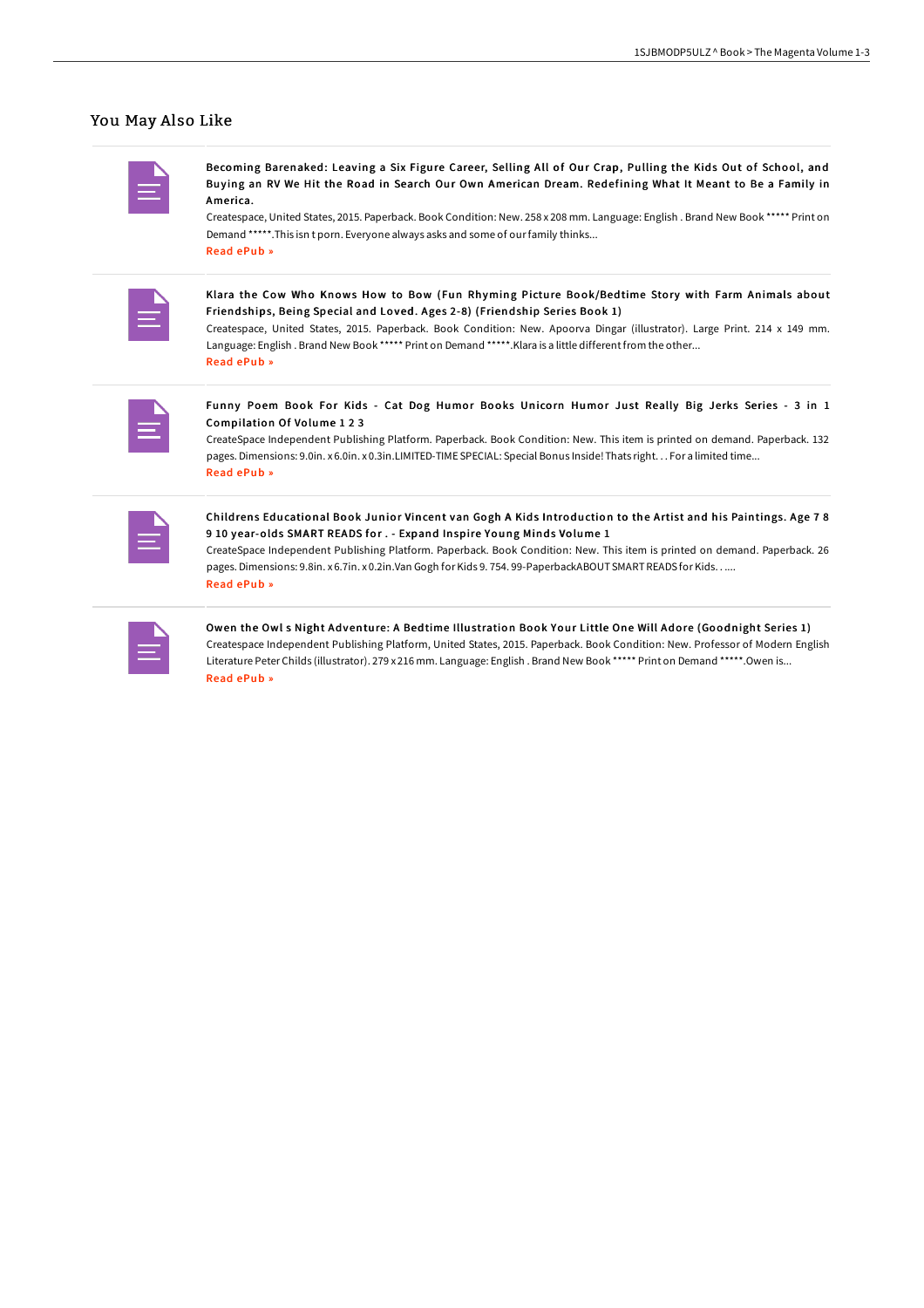## You May Also Like

**Becoming Barenaked: Leaving a Six Figure Career, Selling All of Our Crap, Pulling the Kids Out of School, and Buying an RV We Hit the Road in Search Our Own American Dream. Redefining What It Meant to Be a Family in America.**

Createspace, United States, 2015. Paperback. Book Condition: New. 258 x 208 mm. Language: English . Brand New Book ***** Print on Demand *****.This isn t porn. Everyone always asks and some of our family thinks...

Read ePub »

**Klara the Cow Who Knows How to Bow (Fun Rhyming Picture Book/Bedtime Story with Farm Animals about Friendships, Being Special and Loved. Ages 2-8) (Friendship Series Book 1)**

Createspace, United States, 2015. Paperback. Book Condition: New. Apoorva Dingar (illustrator). Large Print. 214 x 149 mm. Language: English . Brand New Book ***** Print on Demand *****.Klara is a little different from the other...

Read ePub »

**Funny Poem Book For Kids - Cat Dog Humor Books Unicorn Humor Just Really Big Jerks Series - 3 in 1 Compilation Of Volume 1 2 3**

CreateSpace Independent Publishing Platform. Paperback. Book Condition: New. This item is printed on demand. Paperback. 132 pages. Dimensions: 9.0in. x 6.0in. x 0.3in.LIMITED-TIME SPECIAL: Special Bonus Inside! Thats right. . . For a limited time...

Read ePub »

**Childrens Educational Book Junior Vincent van Gogh A Kids Introduction to the Artist and his Paintings. Age 7 8 9 10 year-olds SMART READS for . - Expand Inspire Young Minds Volume 1**

CreateSpace Independent Publishing Platform. Paperback. Book Condition: New. This item is printed on demand. Paperback. 26 pages. Dimensions: 9.8in. x 6.7in. x 0.2in.Van Gogh for Kids 9. 754. 99-PaperbackABOUT SMART READS for Kids. . ....

Read ePub »

**Owen the Owl s Night Adventure: A Bedtime Illustration Book Your Little One Will Adore (Goodnight Series 1)**

Createspace Independent Publishing Platform, United States, 2015. Paperback. Book Condition: New. Professor of Modern English Literature Peter Childs (illustrator). 279 x 216 mm. Language: English . Brand New Book ***** Print on Demand *****.Owen is...

Read ePub »